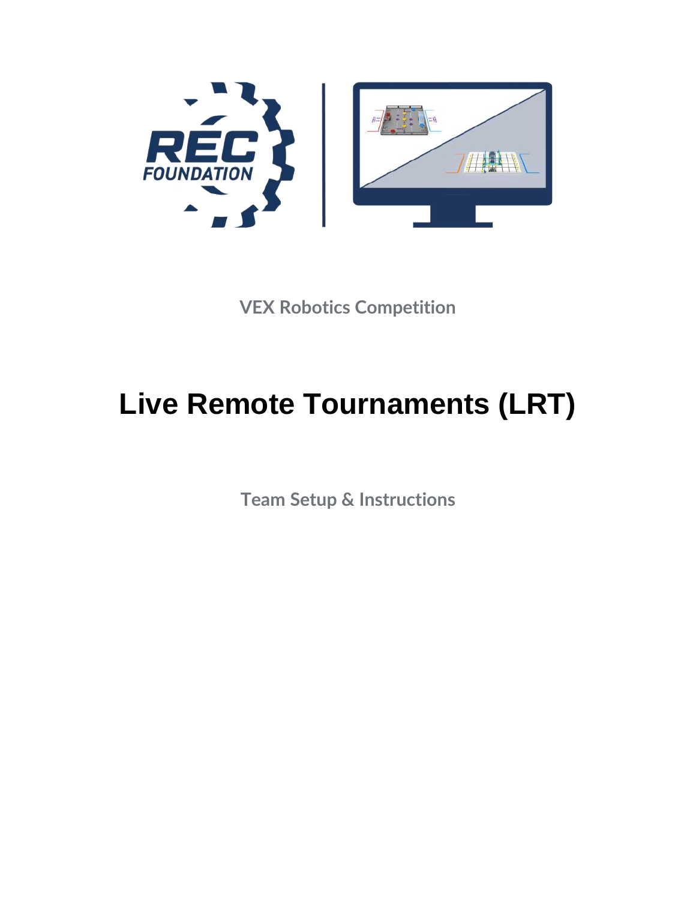VEX Robotics Competition

# Live Remote Tournaments (LRT)

Team Setup & Instructions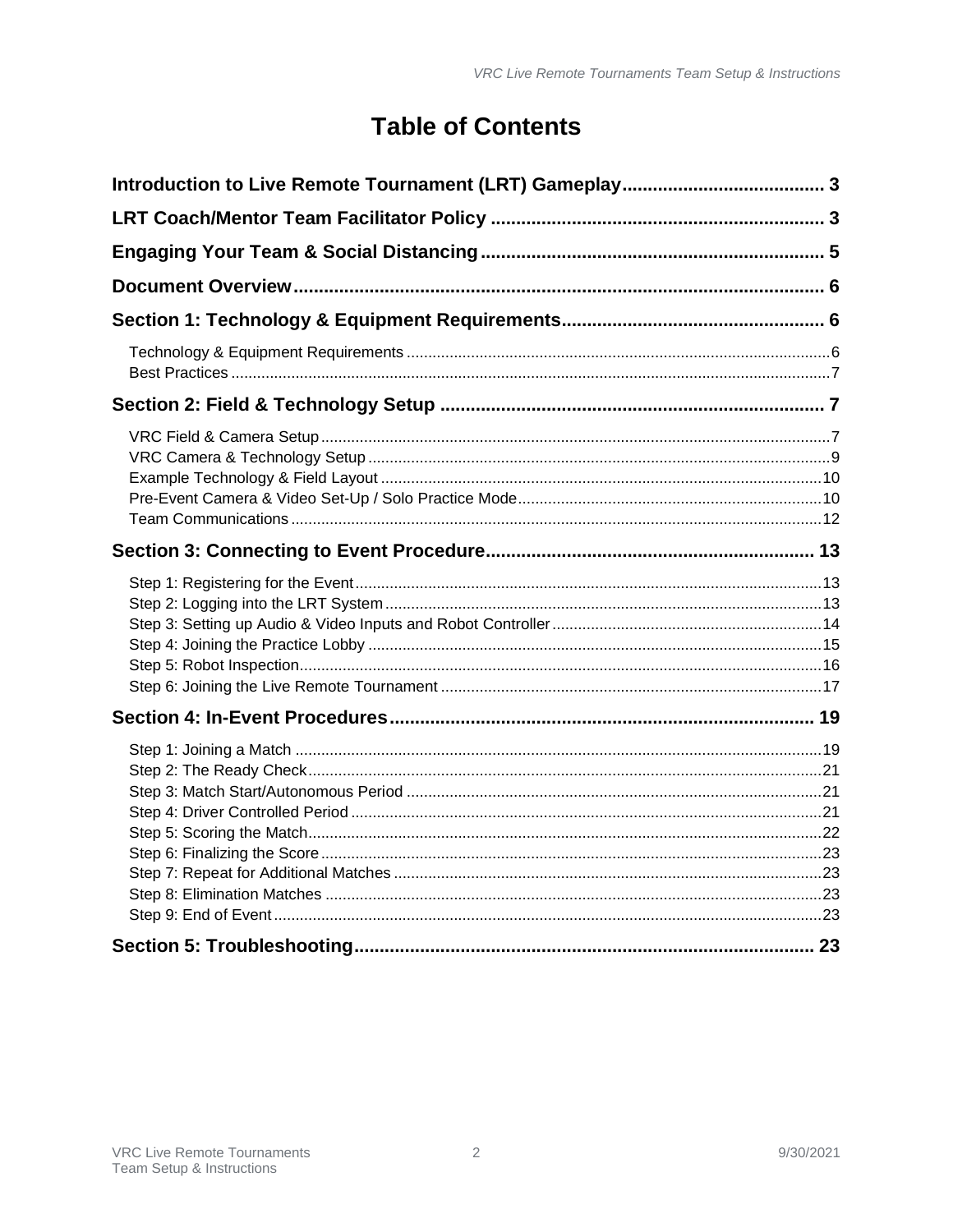# Table of Contents

**Introduction to Live Remote Tournament (LRT) Gameplay** ....................................... 3

**LRT Coach/Mentor Team Facilitator Policy** ................................................................ 3

**Engaging Your Team & Social Distancing** .................................................................. 5

**Document Overview** ..................................................................................................... 6

**Section 1: Technology & Equipment Requirements** .................................................. 6

- Technology & Equipment Requirements ..................................................................... 6
- Best Practices .............................................................................................................. 7

**Section 2: Field & Technology Setup** .......................................................................... 7

- VRC Field & Camera Setup ......................................................................................... 7
- VRC Camera & Technology Setup .............................................................................. 9
- Example Technology & Field Layout .......................................................................... 10
- Pre-Event Camera & Video Set-Up / Solo Practice Mode .......................................... 10
- Team Communications ............................................................................................... 12

**Section 3: Connecting to Event Procedure** ............................................................... 13

- Step 1: Registering for the Event ................................................................................ 13
- Step 2: Logging into the LRT System ......................................................................... 13
- Step 3: Setting up Audio & Video Inputs and Robot Controller .................................. 14
- Step 4: Joining the Practice Lobby ............................................................................. 15
- Step 5: Robot Inspection ............................................................................................. 16
- Step 6: Joining the Live Remote Tournament ............................................................ 17

**Section 4: In-Event Procedures** ................................................................................. 19

- Step 1: Joining a Match .............................................................................................. 19
- Step 2: The Ready Check ........................................................................................... 21
- Step 3: Match Start/Autonomous Period .................................................................... 21
- Step 4: Driver Controlled Period ................................................................................. 21
- Step 5: Scoring the Match ........................................................................................... 22
- Step 6: Finalizing the Score ........................................................................................ 23
- Step 7: Repeat for Additional Matches ....................................................................... 23
- Step 8: Elimination Matches ....................................................................................... 23
- Step 9: End of Event ................................................................................................... 23

**Section 5: Troubleshooting** ........................................................................................ 23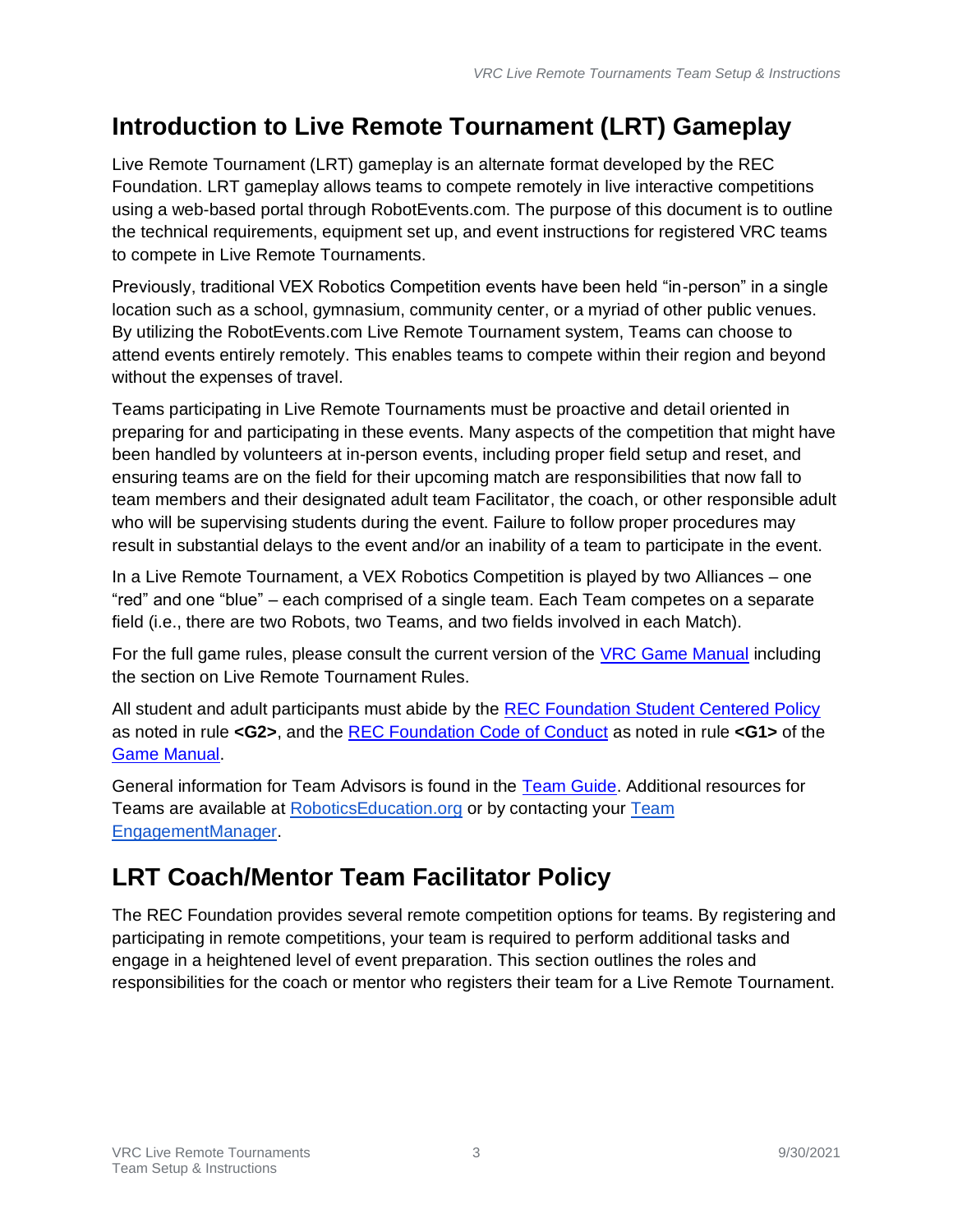## Introduction to Live Remote Tournament (LRT) Gameplay

Live Remote Tournament (LRT) gameplay is an alternate format developed by the REC Foundation. LRT gameplay allows teams to compete remotely in live interactive competitions using a web-based portal through RobotEvents.com. The purpose of this document is to outline the technical requirements, equipment set up, and event instructions for registered VRC teams to compete in Live Remote Tournaments.

Previously, traditional VEX Robotics Competition events have been held "in-person" in a single location such as a school, gymnasium, community center, or a myriad of other public venues. By utilizing the RobotEvents.com Live Remote Tournament system, Teams can choose to attend events entirely remotely. This enables teams to compete within their region and beyond without the expenses of travel.

Teams participating in Live Remote Tournaments must be proactive and detail oriented in preparing for and participating in these events. Many aspects of the competition that might have been handled by volunteers at in-person events, including proper field setup and reset, and ensuring teams are on the field for their upcoming match are responsibilities that now fall to team members and their designated adult team Facilitator, the coach, or other responsible adult who will be supervising students during the event. Failure to follow proper procedures may result in substantial delays to the event and/or an inability of a team to participate in the event.

In a Live Remote Tournament, a VEX Robotics Competition is played by two Alliances – one "red" and one "blue" – each comprised of a single team. Each Team competes on a separate field (i.e., there are two Robots, two Teams, and two fields involved in each Match).

For the full game rules, please consult the current version of the VRC Game Manual including the section on Live Remote Tournament Rules.

All student and adult participants must abide by the REC Foundation Student Centered Policy as noted in rule **<G2>**, and the REC Foundation Code of Conduct as noted in rule **<G1>** of the Game Manual.

General information for Team Advisors is found in the Team Guide. Additional resources for Teams are available at RoboticsEducation.org or by contacting your Team EngagementManager.

## LRT Coach/Mentor Team Facilitator Policy

The REC Foundation provides several remote competition options for teams. By registering and participating in remote competitions, your team is required to perform additional tasks and engage in a heightened level of event preparation. This section outlines the roles and responsibilities for the coach or mentor who registers their team for a Live Remote Tournament.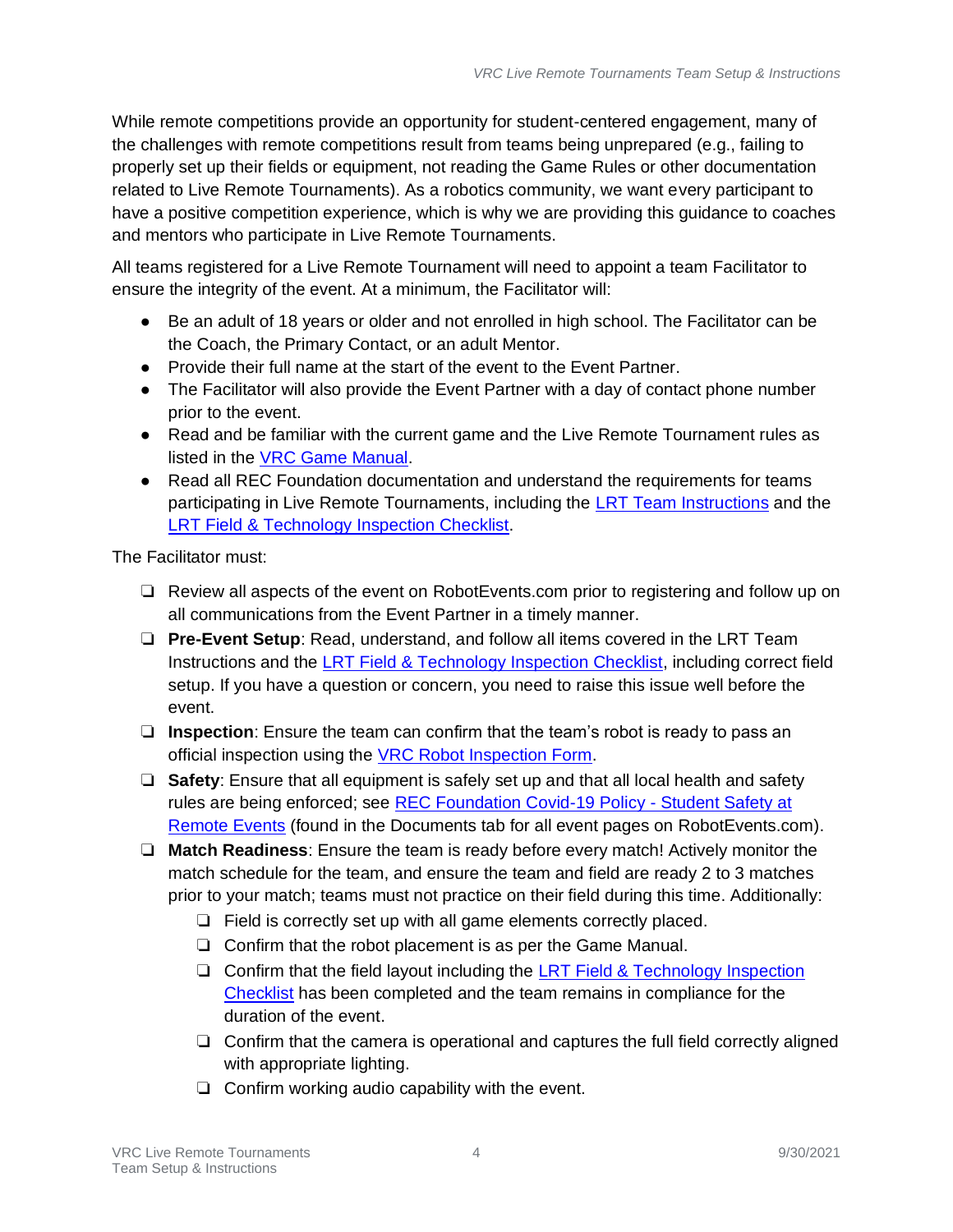While remote competitions provide an opportunity for student-centered engagement, many of the challenges with remote competitions result from teams being unprepared (e.g., failing to properly set up their fields or equipment, not reading the Game Rules or other documentation related to Live Remote Tournaments). As a robotics community, we want every participant to have a positive competition experience, which is why we are providing this guidance to coaches and mentors who participate in Live Remote Tournaments.

All teams registered for a Live Remote Tournament will need to appoint a team Facilitator to ensure the integrity of the event. At a minimum, the Facilitator will:

- Be an adult of 18 years or older and not enrolled in high school. The Facilitator can be the Coach, the Primary Contact, or an adult Mentor.
- Provide their full name at the start of the event to the Event Partner.
- The Facilitator will also provide the Event Partner with a day of contact phone number prior to the event.
- Read and be familiar with the current game and the Live Remote Tournament rules as listed in the VRC Game Manual.
- Read all REC Foundation documentation and understand the requirements for teams participating in Live Remote Tournaments, including the LRT Team Instructions and the LRT Field & Technology Inspection Checklist.

The Facilitator must:

- [ ] Review all aspects of the event on RobotEvents.com prior to registering and follow up on all communications from the Event Partner in a timely manner.
- [ ] **Pre-Event Setup**: Read, understand, and follow all items covered in the LRT Team Instructions and the LRT Field & Technology Inspection Checklist, including correct field setup. If you have a question or concern, you need to raise this issue well before the event.
- [ ] **Inspection**: Ensure the team can confirm that the team's robot is ready to pass an official inspection using the VRC Robot Inspection Form.
- [ ] **Safety**: Ensure that all equipment is safely set up and that all local health and safety rules are being enforced; see REC Foundation Covid-19 Policy - Student Safety at Remote Events (found in the Documents tab for all event pages on RobotEvents.com).
- [ ] **Match Readiness**: Ensure the team is ready before every match! Actively monitor the match schedule for the team, and ensure the team and field are ready 2 to 3 matches prior to your match; teams must not practice on their field during this time. Additionally:
    - [ ] Field is correctly set up with all game elements correctly placed.
    - [ ] Confirm that the robot placement is as per the Game Manual.
    - [ ] Confirm that the field layout including the LRT Field & Technology Inspection Checklist has been completed and the team remains in compliance for the duration of the event.
    - [ ] Confirm that the camera is operational and captures the full field correctly aligned with appropriate lighting.
    - [ ] Confirm working audio capability with the event.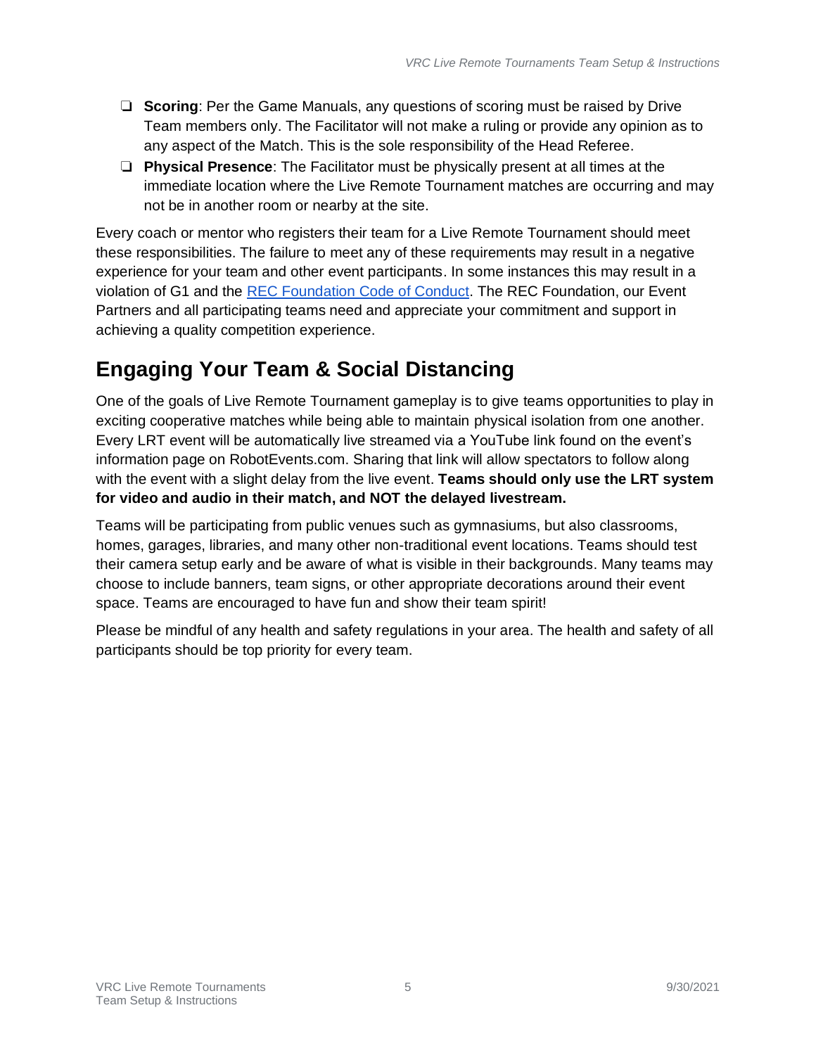- ❑ **Scoring**: Per the Game Manuals, any questions of scoring must be raised by Drive Team members only. The Facilitator will not make a ruling or provide any opinion as to any aspect of the Match. This is the sole responsibility of the Head Referee.
- ❑ **Physical Presence**: The Facilitator must be physically present at all times at the immediate location where the Live Remote Tournament matches are occurring and may not be in another room or nearby at the site.

Every coach or mentor who registers their team for a Live Remote Tournament should meet these responsibilities. The failure to meet any of these requirements may result in a negative experience for your team and other event participants. In some instances this may result in a violation of G1 and the REC Foundation Code of Conduct. The REC Foundation, our Event Partners and all participating teams need and appreciate your commitment and support in achieving a quality competition experience.

## Engaging Your Team & Social Distancing

One of the goals of Live Remote Tournament gameplay is to give teams opportunities to play in exciting cooperative matches while being able to maintain physical isolation from one another. Every LRT event will be automatically live streamed via a YouTube link found on the event's information page on RobotEvents.com. Sharing that link will allow spectators to follow along with the event with a slight delay from the live event. **Teams should only use the LRT system for video and audio in their match, and NOT the delayed livestream.**

Teams will be participating from public venues such as gymnasiums, but also classrooms, homes, garages, libraries, and many other non-traditional event locations. Teams should test their camera setup early and be aware of what is visible in their backgrounds. Many teams may choose to include banners, team signs, or other appropriate decorations around their event space. Teams are encouraged to have fun and show their team spirit!

Please be mindful of any health and safety regulations in your area. The health and safety of all participants should be top priority for every team.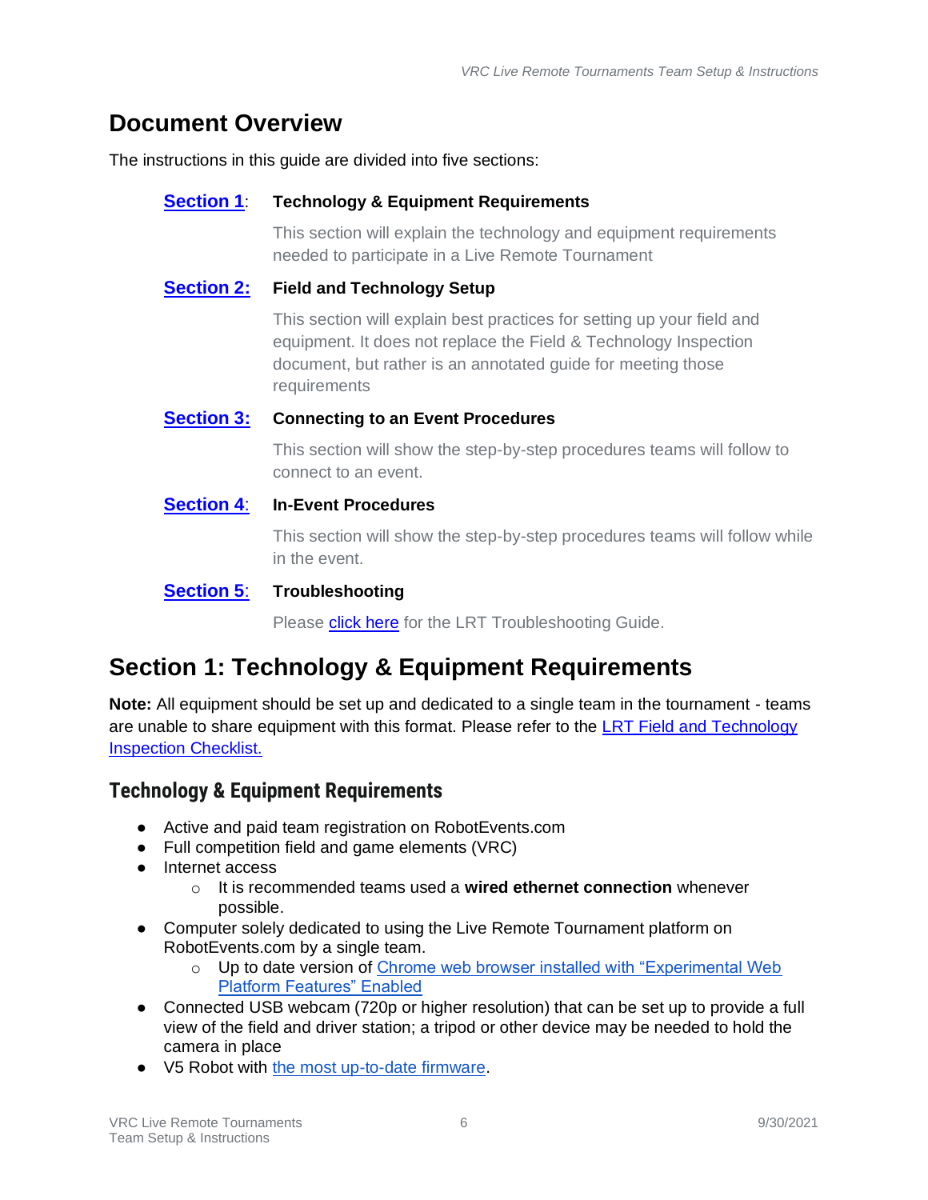# Document Overview

The instructions in this guide are divided into five sections:

**Section 1**: **Technology & Equipment Requirements**

This section will explain the technology and equipment requirements needed to participate in a Live Remote Tournament

**Section 2:** **Field and Technology Setup**

This section will explain best practices for setting up your field and equipment. It does not replace the Field & Technology Inspection document, but rather is an annotated guide for meeting those requirements

**Section 3:** **Connecting to an Event Procedures**

This section will show the step-by-step procedures teams will follow to connect to an event.

**Section 4**: **In-Event Procedures**

This section will show the step-by-step procedures teams will follow while in the event.

**Section 5**: **Troubleshooting**

Please click here for the LRT Troubleshooting Guide.

# Section 1: Technology & Equipment Requirements

**Note:** All equipment should be set up and dedicated to a single team in the tournament - teams are unable to share equipment with this format. Please refer to the LRT Field and Technology Inspection Checklist.

## Technology & Equipment Requirements

- Active and paid team registration on RobotEvents.com
- Full competition field and game elements (VRC)
- Internet access
  - It is recommended teams used a **wired ethernet connection** whenever possible.
- Computer solely dedicated to using the Live Remote Tournament platform on RobotEvents.com by a single team.
  - Up to date version of Chrome web browser installed with "Experimental Web Platform Features" Enabled
- Connected USB webcam (720p or higher resolution) that can be set up to provide a full view of the field and driver station; a tripod or other device may be needed to hold the camera in place
- V5 Robot with the most up-to-date firmware.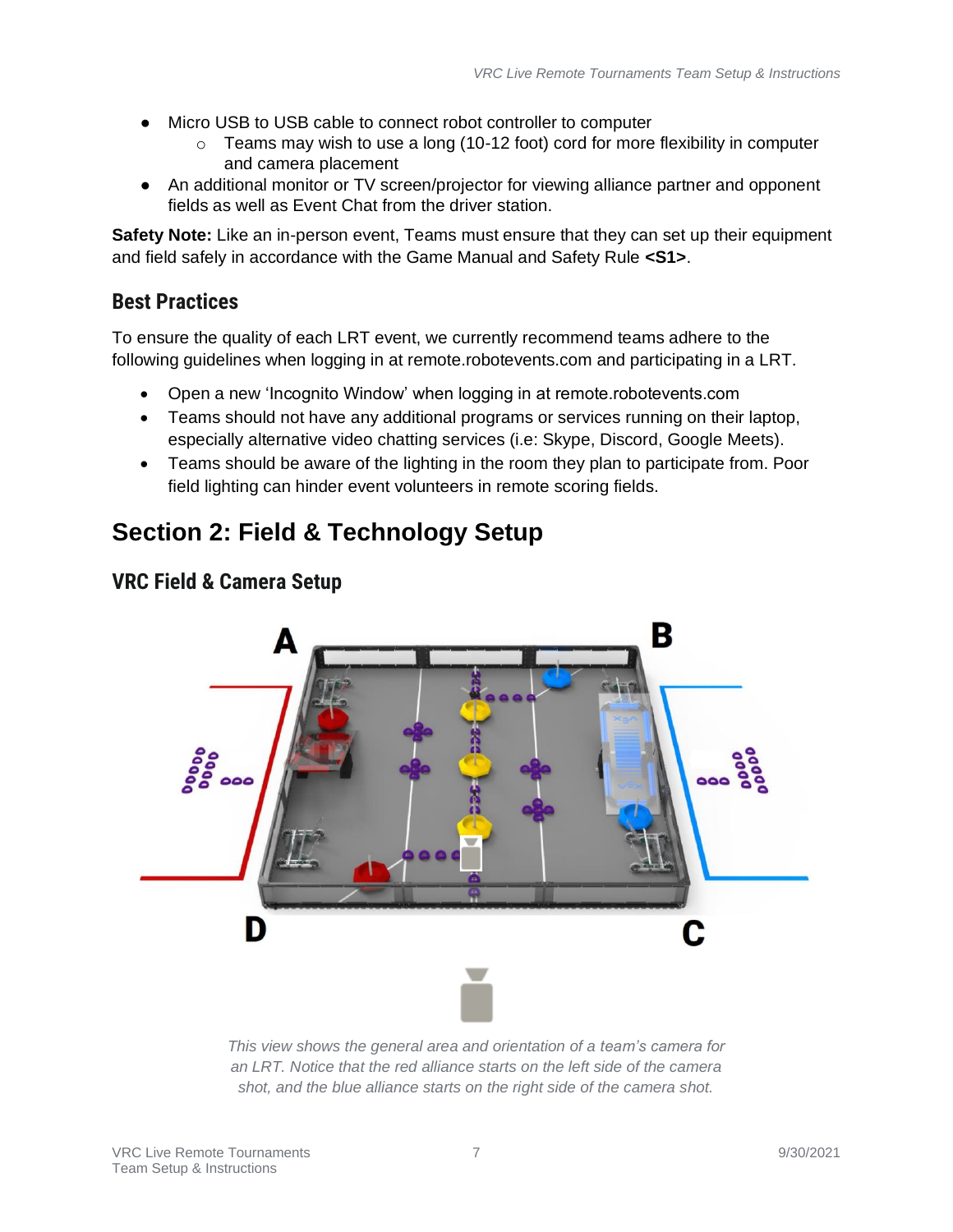- Micro USB to USB cable to connect robot controller to computer
  - Teams may wish to use a long (10-12 foot) cord for more flexibility in computer and camera placement
- An additional monitor or TV screen/projector for viewing alliance partner and opponent fields as well as Event Chat from the driver station.

**Safety Note:** Like an in-person event, Teams must ensure that they can set up their equipment and field safely in accordance with the Game Manual and Safety Rule **<S1>**.

### Best Practices

To ensure the quality of each LRT event, we currently recommend teams adhere to the following guidelines when logging in at remote.robotevents.com and participating in a LRT.

- Open a new 'Incognito Window' when logging in at remote.robotevents.com
- Teams should not have any additional programs or services running on their laptop, especially alternative video chatting services (i.e: Skype, Discord, Google Meets).
- Teams should be aware of the lighting in the room they plan to participate from. Poor field lighting can hinder event volunteers in remote scoring fields.

## Section 2: Field & Technology Setup

### VRC Field & Camera Setup

A B D C

*This view shows the general area and orientation of a team's camera for an LRT. Notice that the red alliance starts on the left side of the camera shot, and the blue alliance starts on the right side of the camera shot.*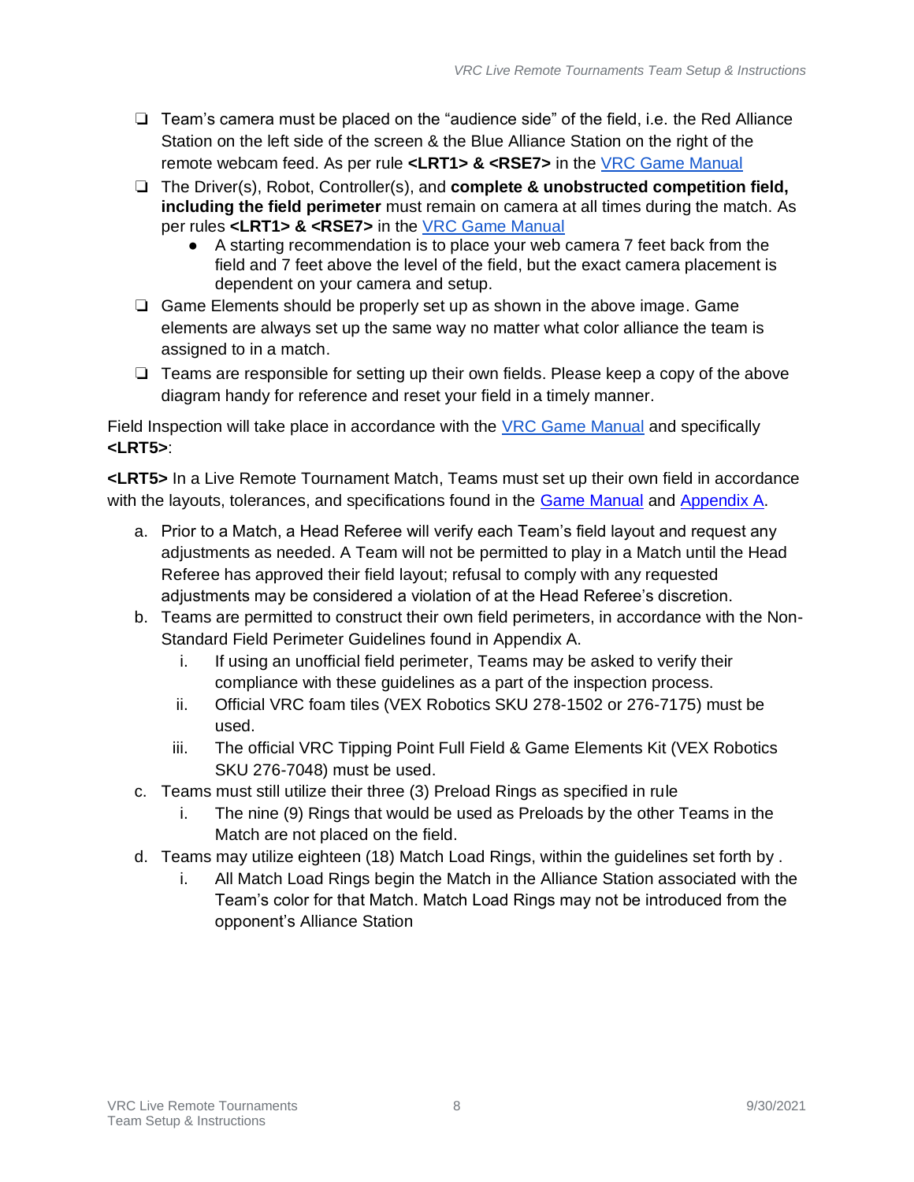- ❑ Team's camera must be placed on the "audience side" of the field, i.e. the Red Alliance Station on the left side of the screen & the Blue Alliance Station on the right of the remote webcam feed. As per rule **<LRT1> & <RSE7>** in the [VRC Game Manual](#)
- ❑ The Driver(s), Robot, Controller(s), and **complete & unobstructed competition field, including the field perimeter** must remain on camera at all times during the match. As per rules **<LRT1> & <RSE7>** in the [VRC Game Manual](#)
  - A starting recommendation is to place your web camera 7 feet back from the field and 7 feet above the level of the field, but the exact camera placement is dependent on your camera and setup.
- ❑ Game Elements should be properly set up as shown in the above image. Game elements are always set up the same way no matter what color alliance the team is assigned to in a match.
- ❑ Teams are responsible for setting up their own fields. Please keep a copy of the above diagram handy for reference and reset your field in a timely manner.

Field Inspection will take place in accordance with the [VRC Game Manual](#) and specifically **<LRT5>**:

**<LRT5>** In a Live Remote Tournament Match, Teams must set up their own field in accordance with the layouts, tolerances, and specifications found in the [Game Manual](#) and [Appendix A](#).

a. Prior to a Match, a Head Referee will verify each Team's field layout and request any adjustments as needed. A Team will not be permitted to play in a Match until the Head Referee has approved their field layout; refusal to comply with any requested adjustments may be considered a violation of at the Head Referee's discretion.

b. Teams are permitted to construct their own field perimeters, in accordance with the Non-Standard Field Perimeter Guidelines found in Appendix A.
   i. If using an unofficial field perimeter, Teams may be asked to verify their compliance with these guidelines as a part of the inspection process.
   ii. Official VRC foam tiles (VEX Robotics SKU 278-1502 or 276-7175) must be used.
   iii. The official VRC Tipping Point Full Field & Game Elements Kit (VEX Robotics SKU 276-7048) must be used.

c. Teams must still utilize their three (3) Preload Rings as specified in rule
   i. The nine (9) Rings that would be used as Preloads by the other Teams in the Match are not placed on the field.

d. Teams may utilize eighteen (18) Match Load Rings, within the guidelines set forth by .
   i. All Match Load Rings begin the Match in the Alliance Station associated with the Team's color for that Match. Match Load Rings may not be introduced from the opponent's Alliance Station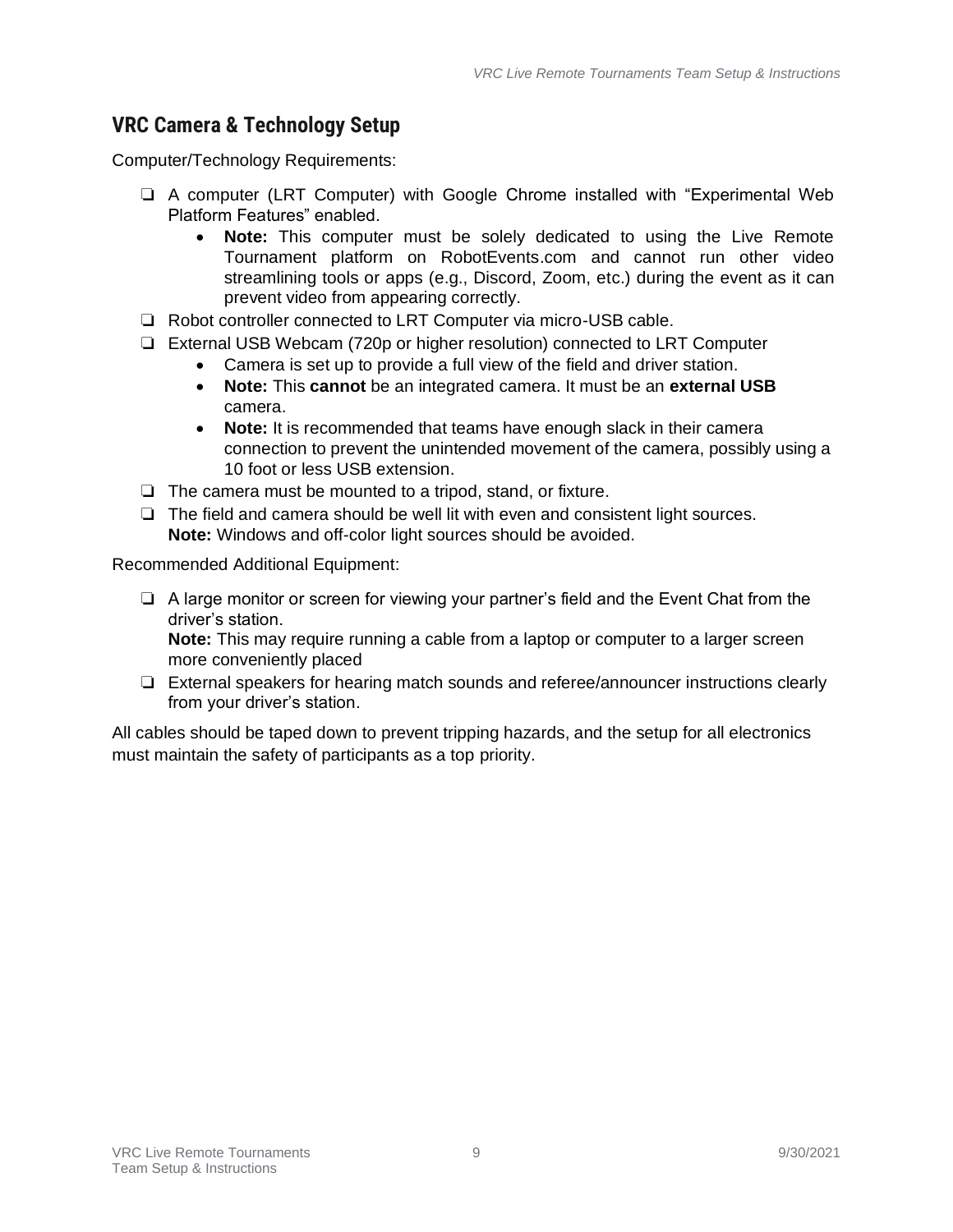## VRC Camera & Technology Setup

Computer/Technology Requirements:

- ❏ A computer (LRT Computer) with Google Chrome installed with "Experimental Web Platform Features" enabled.
    - **Note:** This computer must be solely dedicated to using the Live Remote Tournament platform on RobotEvents.com and cannot run other video streamlining tools or apps (e.g., Discord, Zoom, etc.) during the event as it can prevent video from appearing correctly.
- ❏ Robot controller connected to LRT Computer via micro-USB cable.
- ❏ External USB Webcam (720p or higher resolution) connected to LRT Computer
    - Camera is set up to provide a full view of the field and driver station.
    - **Note:** This **cannot** be an integrated camera. It must be an **external USB** camera.
    - **Note:** It is recommended that teams have enough slack in their camera connection to prevent the unintended movement of the camera, possibly using a 10 foot or less USB extension.
- ❏ The camera must be mounted to a tripod, stand, or fixture.
- ❏ The field and camera should be well lit with even and consistent light sources.
  **Note:** Windows and off-color light sources should be avoided.

Recommended Additional Equipment:

- ❏ A large monitor or screen for viewing your partner's field and the Event Chat from the driver's station.
  **Note:** This may require running a cable from a laptop or computer to a larger screen more conveniently placed
- ❏ External speakers for hearing match sounds and referee/announcer instructions clearly from your driver's station.

All cables should be taped down to prevent tripping hazards, and the setup for all electronics must maintain the safety of participants as a top priority.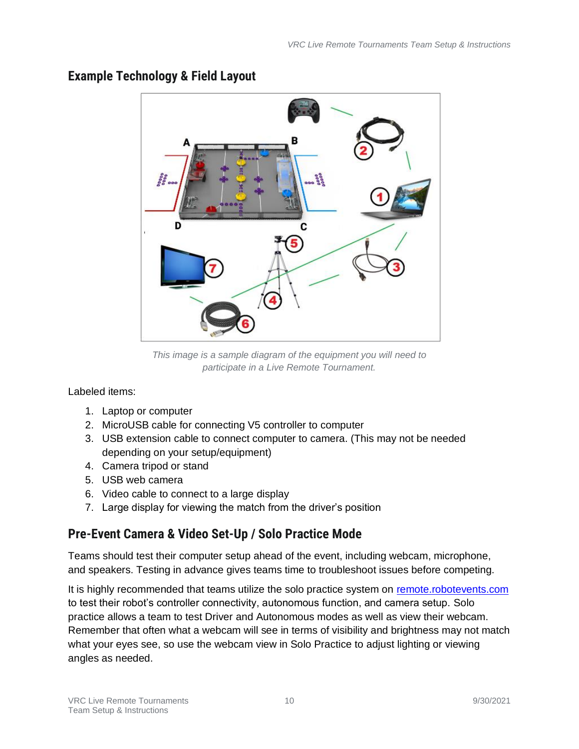## Example Technology & Field Layout

*This image is a sample diagram of the equipment you will need to participate in a Live Remote Tournament.*

Labeled items:

1. Laptop or computer
2. MicroUSB cable for connecting V5 controller to computer
3. USB extension cable to connect computer to camera. (This may not be needed depending on your setup/equipment)
4. Camera tripod or stand
5. USB web camera
6. Video cable to connect to a large display
7. Large display for viewing the match from the driver's position

## Pre-Event Camera & Video Set-Up / Solo Practice Mode

Teams should test their computer setup ahead of the event, including webcam, microphone, and speakers. Testing in advance gives teams time to troubleshoot issues before competing.

It is highly recommended that teams utilize the solo practice system on remote.robotevents.com to test their robot's controller connectivity, autonomous function, and camera setup. Solo practice allows a team to test Driver and Autonomous modes as well as view their webcam. Remember that often what a webcam will see in terms of visibility and brightness may not match what your eyes see, so use the webcam view in Solo Practice to adjust lighting or viewing angles as needed.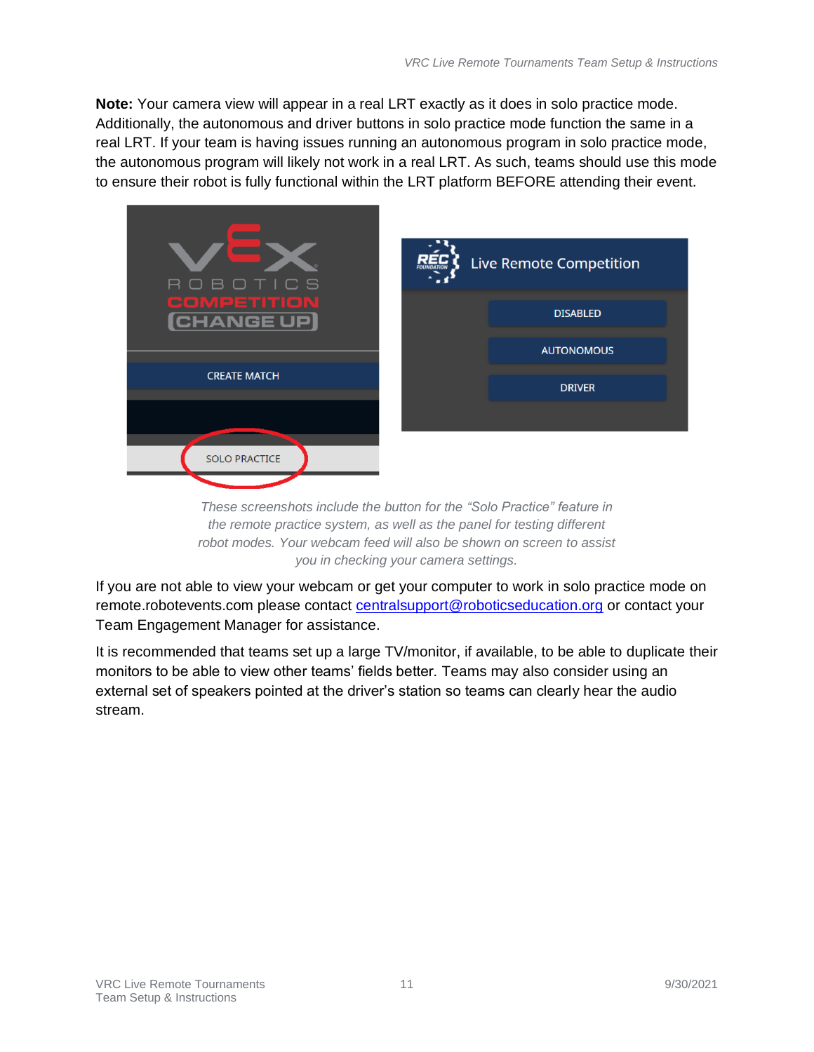**Note:** Your camera view will appear in a real LRT exactly as it does in solo practice mode. Additionally, the autonomous and driver buttons in solo practice mode function the same in a real LRT. If your team is having issues running an autonomous program in solo practice mode, the autonomous program will likely not work in a real LRT. As such, teams should use this mode to ensure their robot is fully functional within the LRT platform BEFORE attending their event.

*These screenshots include the button for the "Solo Practice" feature in the remote practice system, as well as the panel for testing different robot modes. Your webcam feed will also be shown on screen to assist you in checking your camera settings.*

If you are not able to view your webcam or get your computer to work in solo practice mode on remote.robotevents.com please contact [centralsupport@roboticseducation.org](mailto:centralsupport@roboticseducation.org) or contact your Team Engagement Manager for assistance.

It is recommended that teams set up a large TV/monitor, if available, to be able to duplicate their monitors to be able to view other teams' fields better. Teams may also consider using an external set of speakers pointed at the driver's station so teams can clearly hear the audio stream.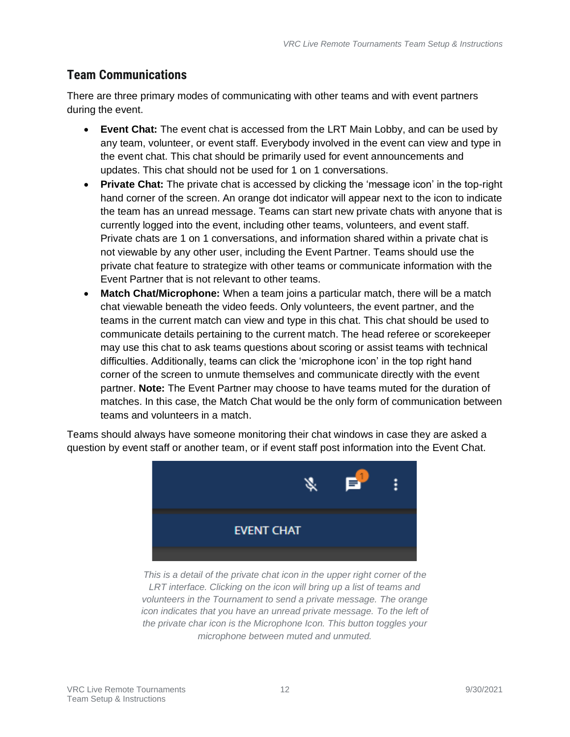## Team Communications

There are three primary modes of communicating with other teams and with event partners during the event.

- **Event Chat:** The event chat is accessed from the LRT Main Lobby, and can be used by any team, volunteer, or event staff. Everybody involved in the event can view and type in the event chat. This chat should be primarily used for event announcements and updates. This chat should not be used for 1 on 1 conversations.
- **Private Chat:** The private chat is accessed by clicking the 'message icon' in the top-right hand corner of the screen. An orange dot indicator will appear next to the icon to indicate the team has an unread message. Teams can start new private chats with anyone that is currently logged into the event, including other teams, volunteers, and event staff. Private chats are 1 on 1 conversations, and information shared within a private chat is not viewable by any other user, including the Event Partner. Teams should use the private chat feature to strategize with other teams or communicate information with the Event Partner that is not relevant to other teams.
- **Match Chat/Microphone:** When a team joins a particular match, there will be a match chat viewable beneath the video feeds. Only volunteers, the event partner, and the teams in the current match can view and type in this chat. This chat should be used to communicate details pertaining to the current match. The head referee or scorekeeper may use this chat to ask teams questions about scoring or assist teams with technical difficulties. Additionally, teams can click the 'microphone icon' in the top right hand corner of the screen to unmute themselves and communicate directly with the event partner. **Note:** The Event Partner may choose to have teams muted for the duration of matches. In this case, the Match Chat would be the only form of communication between teams and volunteers in a match.

Teams should always have someone monitoring their chat windows in case they are asked a question by event staff or another team, or if event staff post information into the Event Chat.

EVENT CHAT

*This is a detail of the private chat icon in the upper right corner of the LRT interface. Clicking on the icon will bring up a list of teams and volunteers in the Tournament to send a private message. The orange icon indicates that you have an unread private message. To the left of the private char icon is the Microphone Icon. This button toggles your microphone between muted and unmuted.*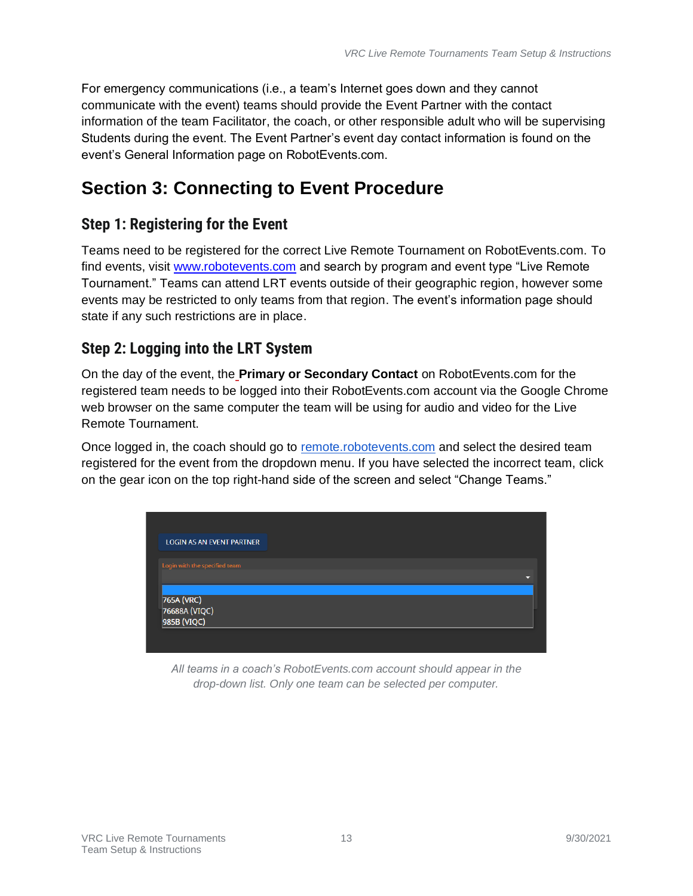For emergency communications (i.e., a team's Internet goes down and they cannot communicate with the event) teams should provide the Event Partner with the contact information of the team Facilitator, the coach, or other responsible adult who will be supervising Students during the event. The Event Partner's event day contact information is found on the event's General Information page on RobotEvents.com.

## Section 3: Connecting to Event Procedure

### Step 1: Registering for the Event

Teams need to be registered for the correct Live Remote Tournament on RobotEvents.com. To find events, visit www.robotevents.com and search by program and event type "Live Remote Tournament." Teams can attend LRT events outside of their geographic region, however some events may be restricted to only teams from that region. The event's information page should state if any such restrictions are in place.

### Step 2: Logging into the LRT System

On the day of the event, the **Primary or Secondary Contact** on RobotEvents.com for the registered team needs to be logged into their RobotEvents.com account via the Google Chrome web browser on the same computer the team will be using for audio and video for the Live Remote Tournament.

Once logged in, the coach should go to remote.robotevents.com and select the desired team registered for the event from the dropdown menu. If you have selected the incorrect team, click on the gear icon on the top right-hand side of the screen and select "Change Teams."

*All teams in a coach's RobotEvents.com account should appear in the drop-down list. Only one team can be selected per computer.*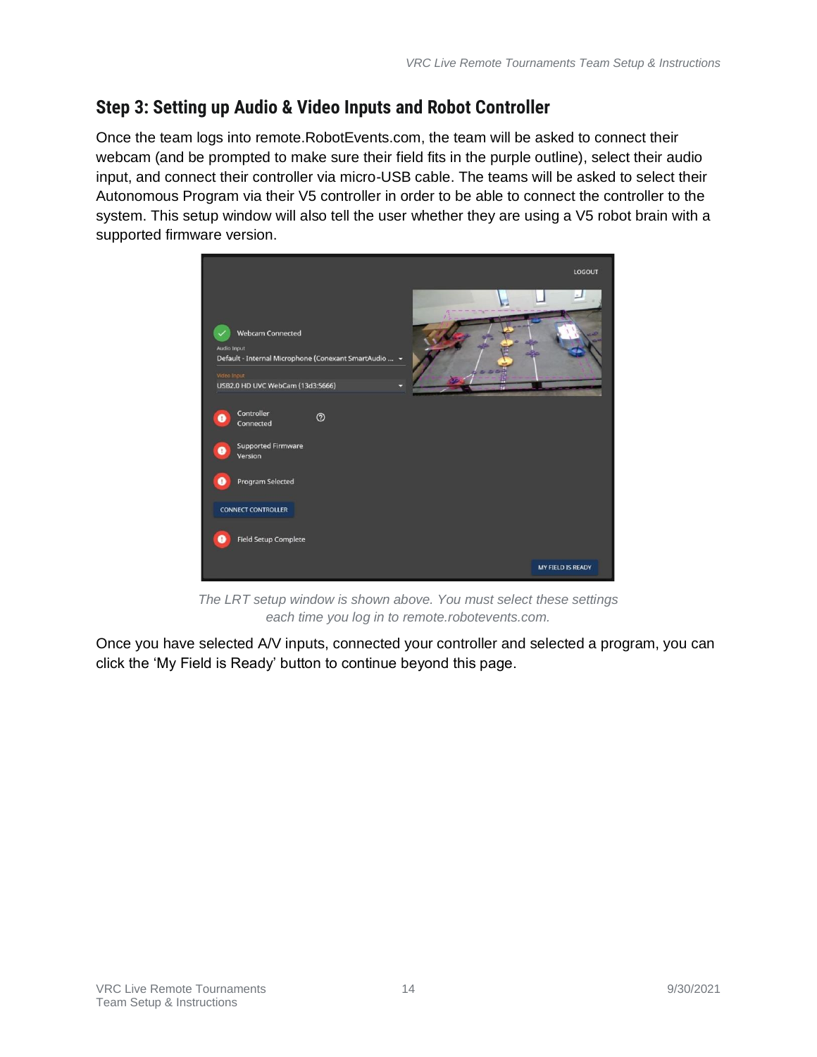## Step 3: Setting up Audio & Video Inputs and Robot Controller

Once the team logs into remote.RobotEvents.com, the team will be asked to connect their webcam (and be prompted to make sure their field fits in the purple outline), select their audio input, and connect their controller via micro-USB cable. The teams will be asked to select their Autonomous Program via their V5 controller in order to be able to connect the controller to the system. This setup window will also tell the user whether they are using a V5 robot brain with a supported firmware version.

*The LRT setup window is shown above. You must select these settings each time you log in to remote.robotevents.com.*

Once you have selected A/V inputs, connected your controller and selected a program, you can click the 'My Field is Ready' button to continue beyond this page.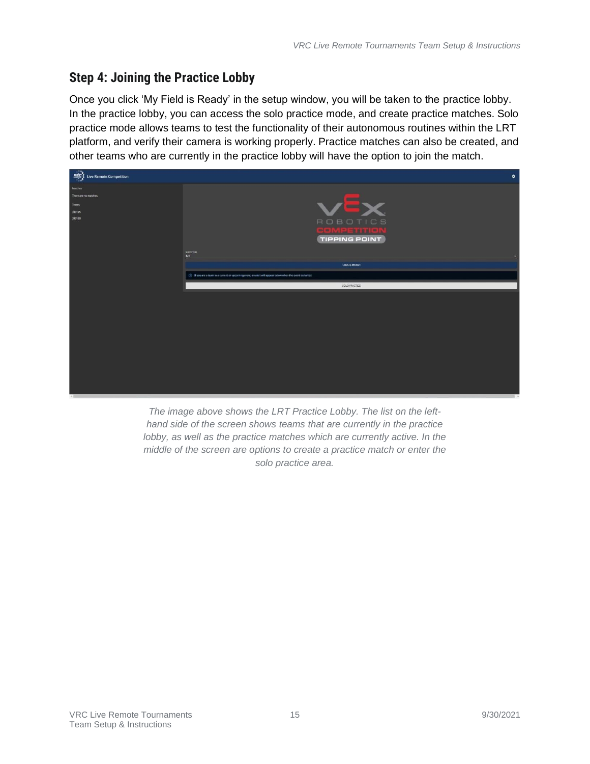## Step 4: Joining the Practice Lobby

Once you click 'My Field is Ready' in the setup window, you will be taken to the practice lobby. In the practice lobby, you can access the solo practice mode, and create practice matches. Solo practice mode allows teams to test the functionality of their autonomous routines within the LRT platform, and verify their camera is working properly. Practice matches can also be created, and other teams who are currently in the practice lobby will have the option to join the match.

*The image above shows the LRT Practice Lobby. The list on the left-hand side of the screen shows teams that are currently in the practice lobby, as well as the practice matches which are currently active. In the middle of the screen are options to create a practice match or enter the solo practice area.*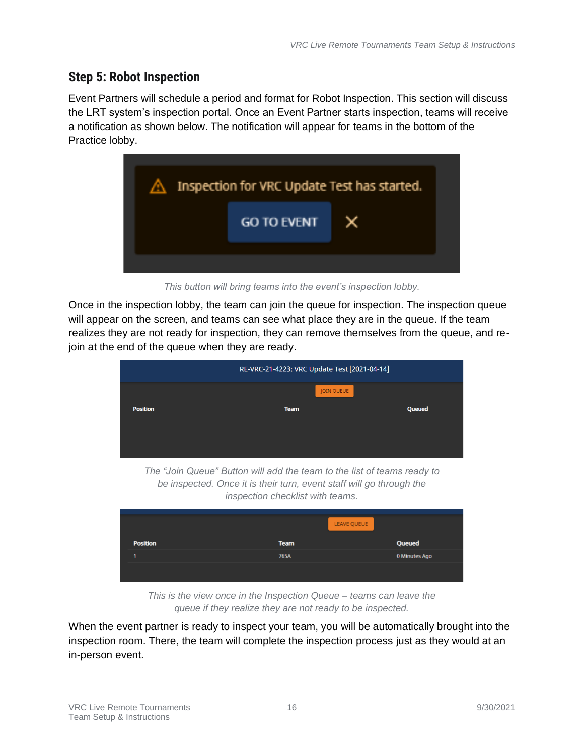## Step 5: Robot Inspection

Event Partners will schedule a period and format for Robot Inspection. This section will discuss the LRT system's inspection portal. Once an Event Partner starts inspection, teams will receive a notification as shown below. The notification will appear for teams in the bottom of the Practice lobby.

*This button will bring teams into the event's inspection lobby.*

Once in the inspection lobby, the team can join the queue for inspection. The inspection queue will appear on the screen, and teams can see what place they are in the queue. If the team realizes they are not ready for inspection, they can remove themselves from the queue, and re-join at the end of the queue when they are ready.

*The "Join Queue" Button will add the team to the list of teams ready to be inspected. Once it is their turn, event staff will go through the inspection checklist with teams.*

*This is the view once in the Inspection Queue – teams can leave the queue if they realize they are not ready to be inspected.*

When the event partner is ready to inspect your team, you will be automatically brought into the inspection room. There, the team will complete the inspection process just as they would at an in-person event.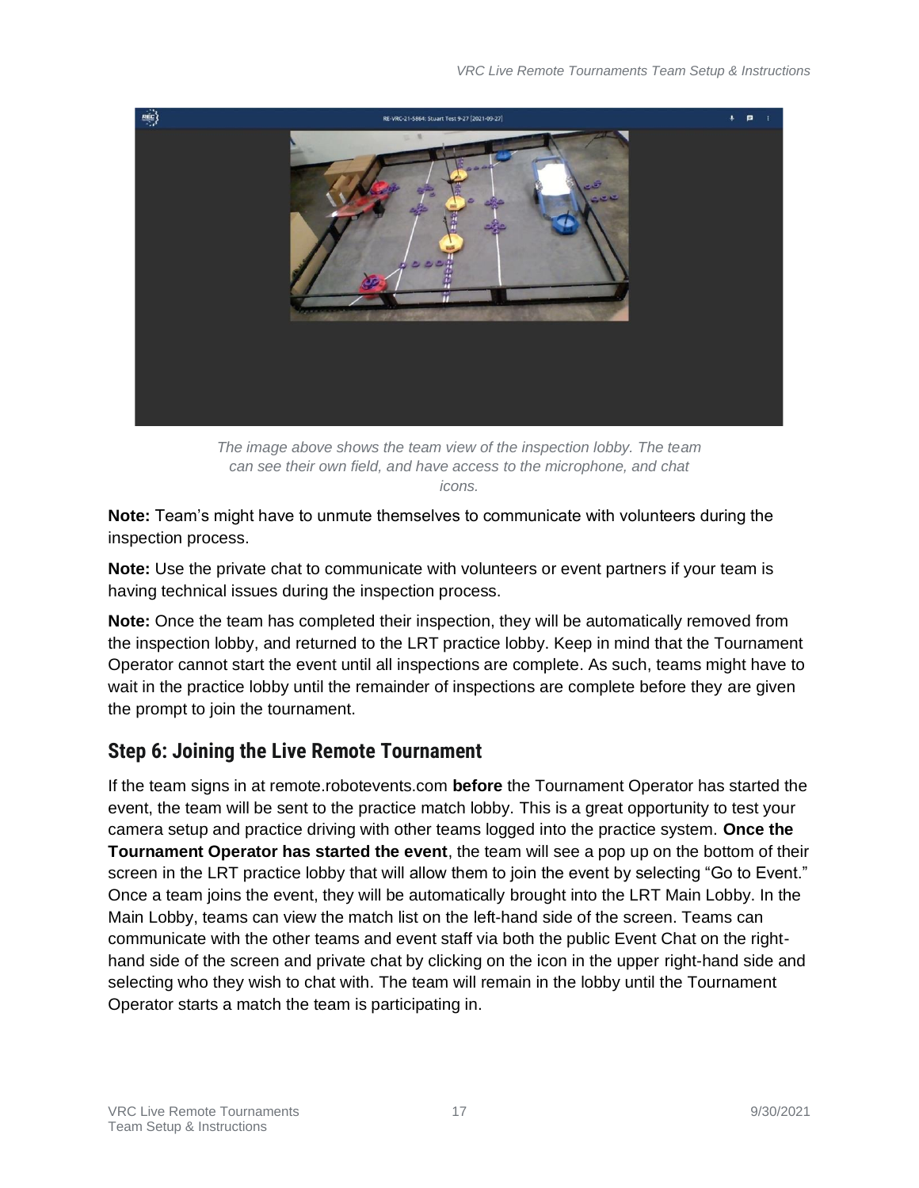*The image above shows the team view of the inspection lobby. The team can see their own field, and have access to the microphone, and chat icons.*

**Note:** Team's might have to unmute themselves to communicate with volunteers during the inspection process.

**Note:** Use the private chat to communicate with volunteers or event partners if your team is having technical issues during the inspection process.

**Note:** Once the team has completed their inspection, they will be automatically removed from the inspection lobby, and returned to the LRT practice lobby. Keep in mind that the Tournament Operator cannot start the event until all inspections are complete. As such, teams might have to wait in the practice lobby until the remainder of inspections are complete before they are given the prompt to join the tournament.

## Step 6: Joining the Live Remote Tournament

If the team signs in at remote.robotevents.com **before** the Tournament Operator has started the event, the team will be sent to the practice match lobby. This is a great opportunity to test your camera setup and practice driving with other teams logged into the practice system. **Once the Tournament Operator has started the event**, the team will see a pop up on the bottom of their screen in the LRT practice lobby that will allow them to join the event by selecting "Go to Event." Once a team joins the event, they will be automatically brought into the LRT Main Lobby. In the Main Lobby, teams can view the match list on the left-hand side of the screen. Teams can communicate with the other teams and event staff via both the public Event Chat on the right-hand side of the screen and private chat by clicking on the icon in the upper right-hand side and selecting who they wish to chat with. The team will remain in the lobby until the Tournament Operator starts a match the team is participating in.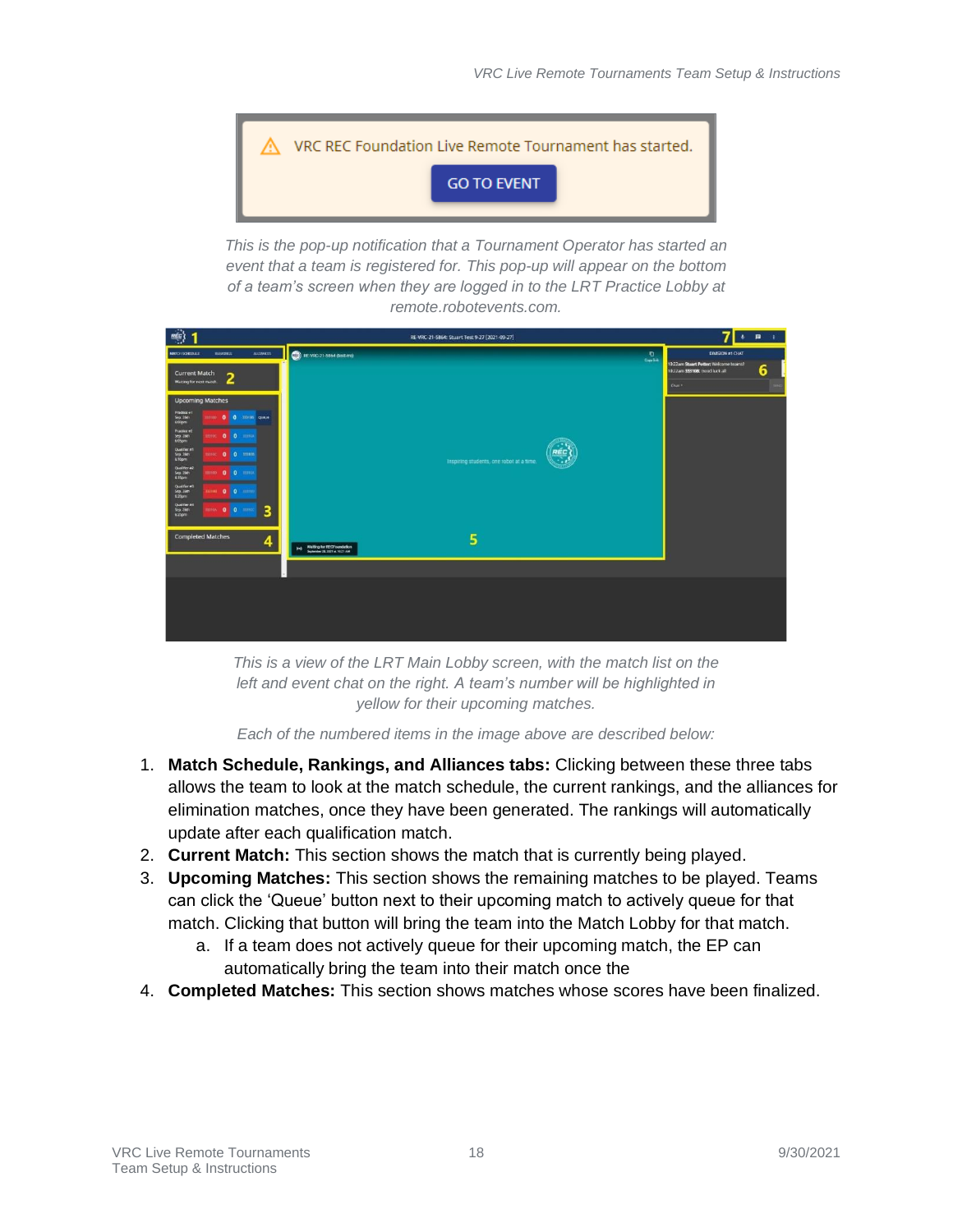*This is the pop-up notification that a Tournament Operator has started an event that a team is registered for. This pop-up will appear on the bottom of a team's screen when they are logged in to the LRT Practice Lobby at remote.robotevents.com.*

*This is a view of the LRT Main Lobby screen, with the match list on the left and event chat on the right. A team's number will be highlighted in yellow for their upcoming matches.*

*Each of the numbered items in the image above are described below:*

1. **Match Schedule, Rankings, and Alliances tabs:** Clicking between these three tabs allows the team to look at the match schedule, the current rankings, and the alliances for elimination matches, once they have been generated. The rankings will automatically update after each qualification match.
2. **Current Match:** This section shows the match that is currently being played.
3. **Upcoming Matches:** This section shows the remaining matches to be played. Teams can click the 'Queue' button next to their upcoming match to actively queue for that match. Clicking that button will bring the team into the Match Lobby for that match.
    a. If a team does not actively queue for their upcoming match, the EP can automatically bring the team into their match once the
4. **Completed Matches:** This section shows matches whose scores have been finalized.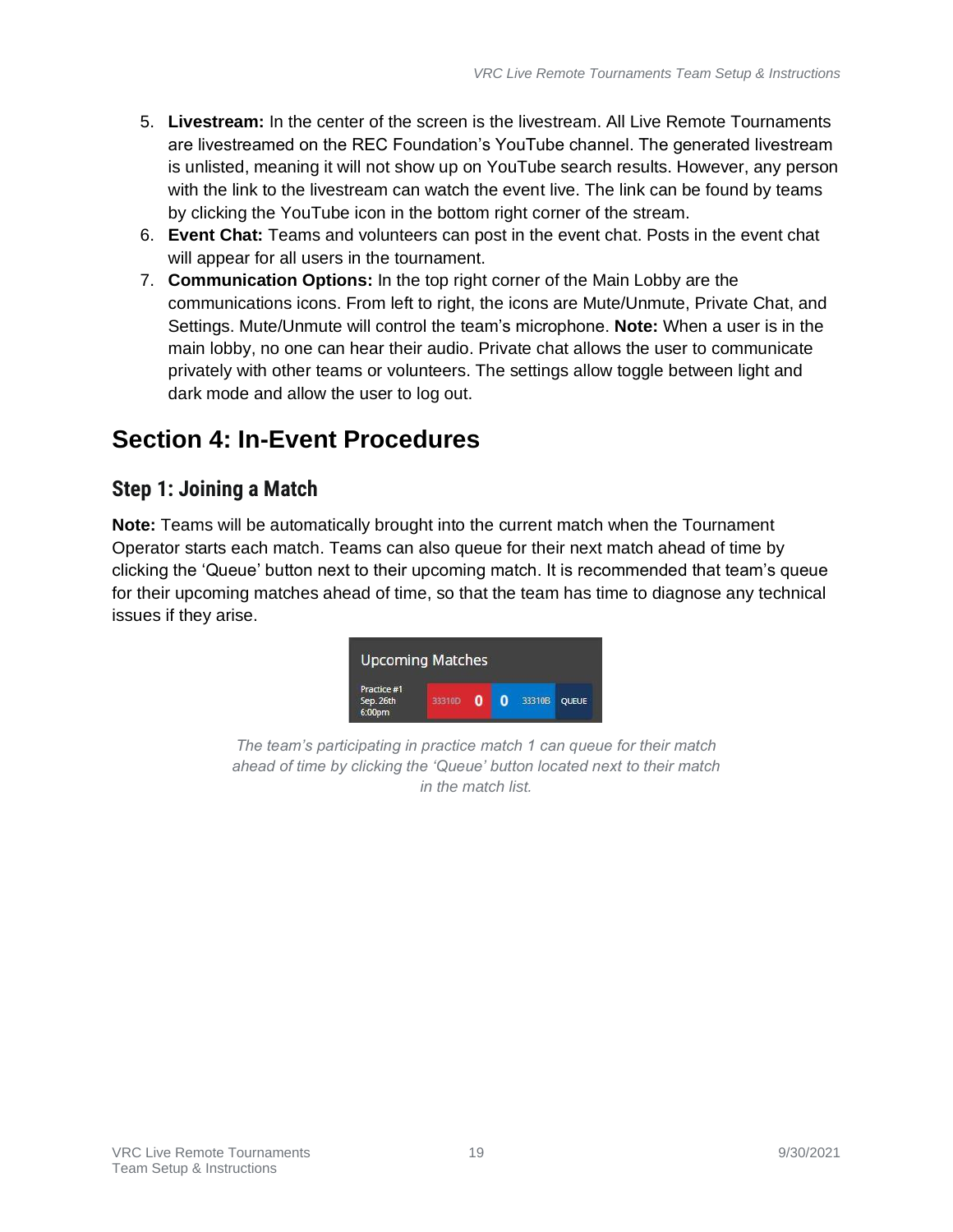5. **Livestream:** In the center of the screen is the livestream. All Live Remote Tournaments are livestreamed on the REC Foundation's YouTube channel. The generated livestream is unlisted, meaning it will not show up on YouTube search results. However, any person with the link to the livestream can watch the event live. The link can be found by teams by clicking the YouTube icon in the bottom right corner of the stream.
6. **Event Chat:** Teams and volunteers can post in the event chat. Posts in the event chat will appear for all users in the tournament.
7. **Communication Options:** In the top right corner of the Main Lobby are the communications icons. From left to right, the icons are Mute/Unmute, Private Chat, and Settings. Mute/Unmute will control the team's microphone. **Note:** When a user is in the main lobby, no one can hear their audio. Private chat allows the user to communicate privately with other teams or volunteers. The settings allow toggle between light and dark mode and allow the user to log out.

## Section 4: In-Event Procedures

### Step 1: Joining a Match

**Note:** Teams will be automatically brought into the current match when the Tournament Operator starts each match. Teams can also queue for their next match ahead of time by clicking the 'Queue' button next to their upcoming match. It is recommended that team's queue for their upcoming matches ahead of time, so that the team has time to diagnose any technical issues if they arise.

*The team's participating in practice match 1 can queue for their match ahead of time by clicking the 'Queue' button located next to their match in the match list.*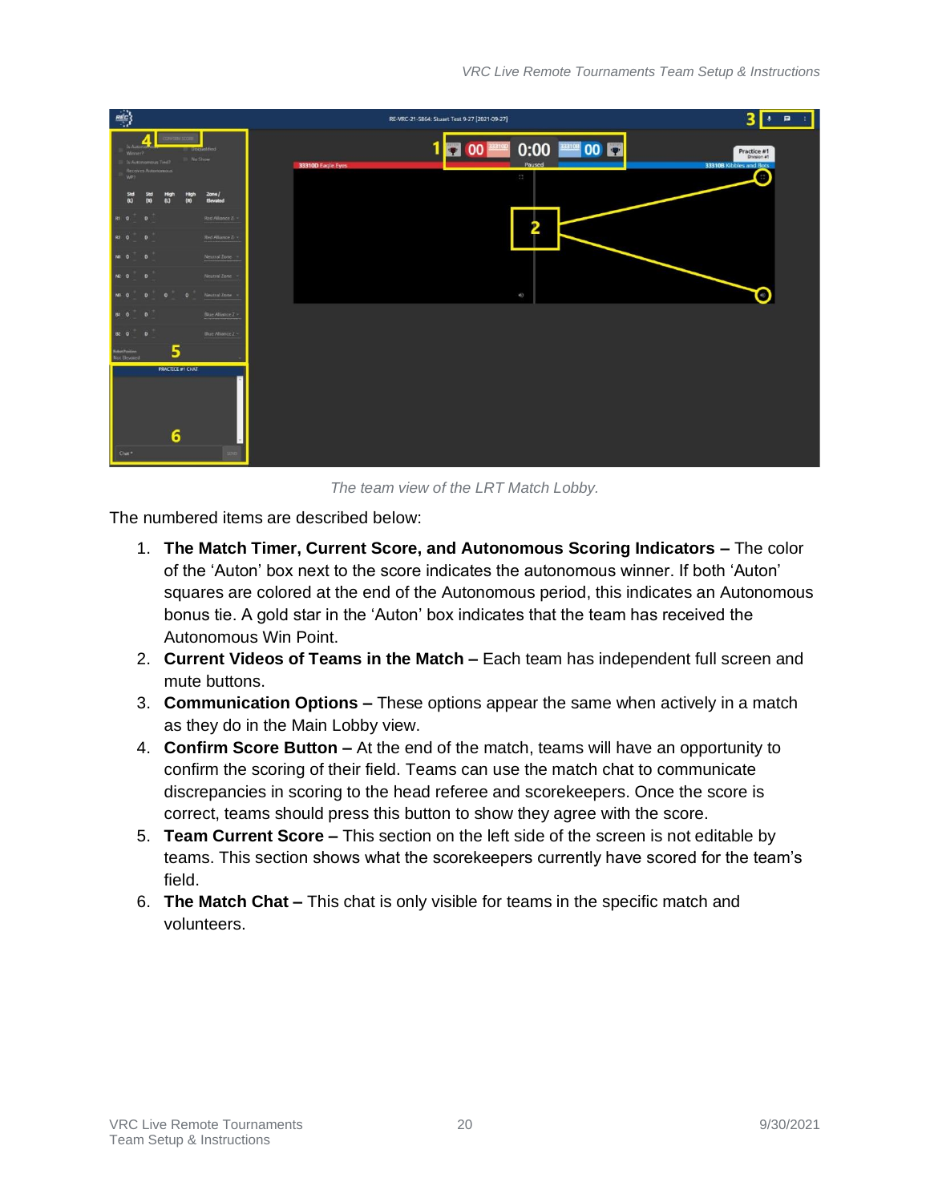*The team view of the LRT Match Lobby.*

The numbered items are described below:

1. **The Match Timer, Current Score, and Autonomous Scoring Indicators –** The color of the 'Auton' box next to the score indicates the autonomous winner. If both 'Auton' squares are colored at the end of the Autonomous period, this indicates an Autonomous bonus tie. A gold star in the 'Auton' box indicates that the team has received the Autonomous Win Point.
2. **Current Videos of Teams in the Match –** Each team has independent full screen and mute buttons.
3. **Communication Options –** These options appear the same when actively in a match as they do in the Main Lobby view.
4. **Confirm Score Button –** At the end of the match, teams will have an opportunity to confirm the scoring of their field. Teams can use the match chat to communicate discrepancies in scoring to the head referee and scorekeepers. Once the score is correct, teams should press this button to show they agree with the score.
5. **Team Current Score –** This section on the left side of the screen is not editable by teams. This section shows what the scorekeepers currently have scored for the team's field.
6. **The Match Chat –** This chat is only visible for teams in the specific match and volunteers.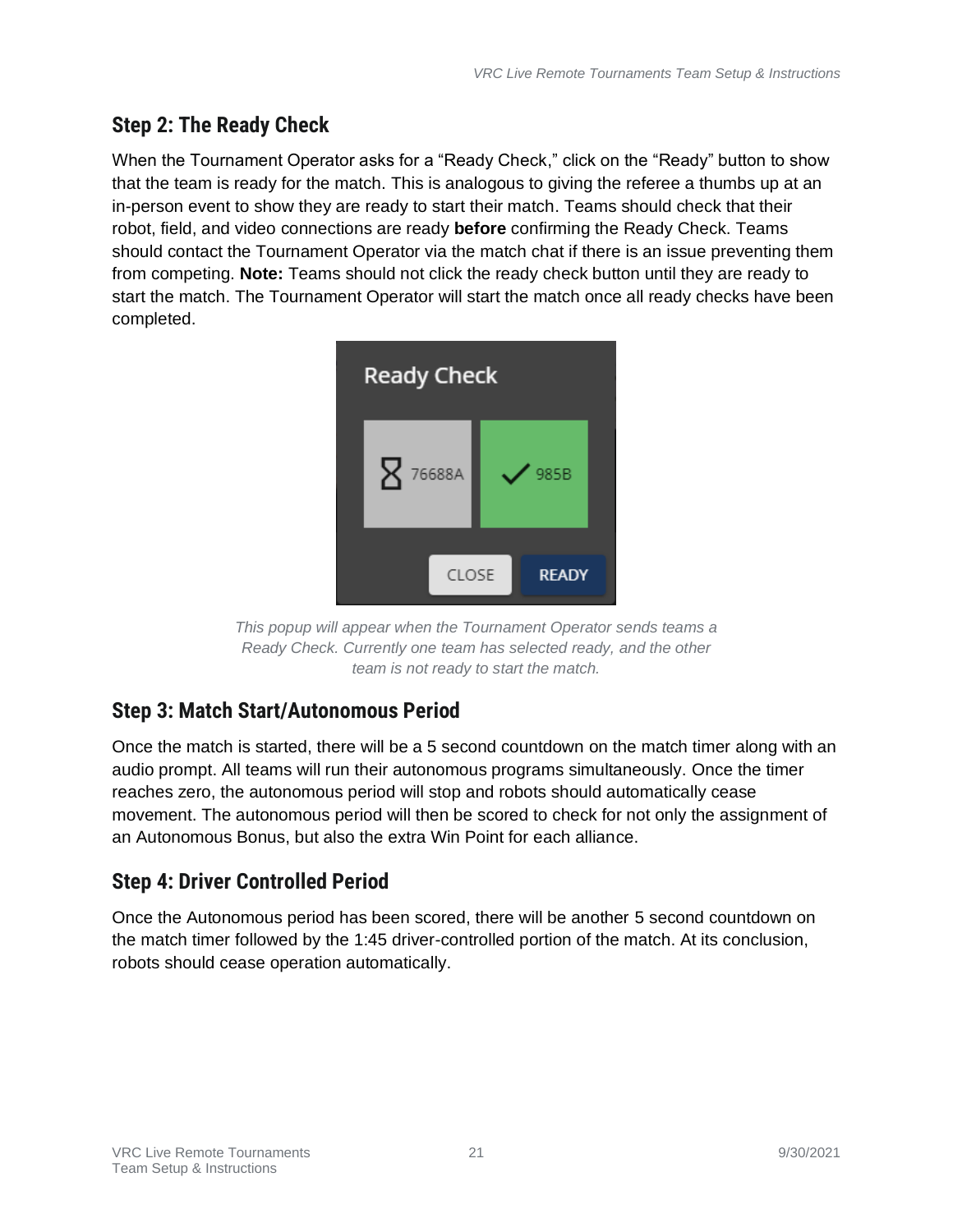## Step 2: The Ready Check

When the Tournament Operator asks for a "Ready Check," click on the "Ready" button to show that the team is ready for the match. This is analogous to giving the referee a thumbs up at an in-person event to show they are ready to start their match. Teams should check that their robot, field, and video connections are ready **before** confirming the Ready Check. Teams should contact the Tournament Operator via the match chat if there is an issue preventing them from competing. **Note:** Teams should not click the ready check button until they are ready to start the match. The Tournament Operator will start the match once all ready checks have been completed.

*This popup will appear when the Tournament Operator sends teams a Ready Check. Currently one team has selected ready, and the other team is not ready to start the match.*

## Step 3: Match Start/Autonomous Period

Once the match is started, there will be a 5 second countdown on the match timer along with an audio prompt. All teams will run their autonomous programs simultaneously. Once the timer reaches zero, the autonomous period will stop and robots should automatically cease movement. The autonomous period will then be scored to check for not only the assignment of an Autonomous Bonus, but also the extra Win Point for each alliance.

## Step 4: Driver Controlled Period

Once the Autonomous period has been scored, there will be another 5 second countdown on the match timer followed by the 1:45 driver-controlled portion of the match. At its conclusion, robots should cease operation automatically.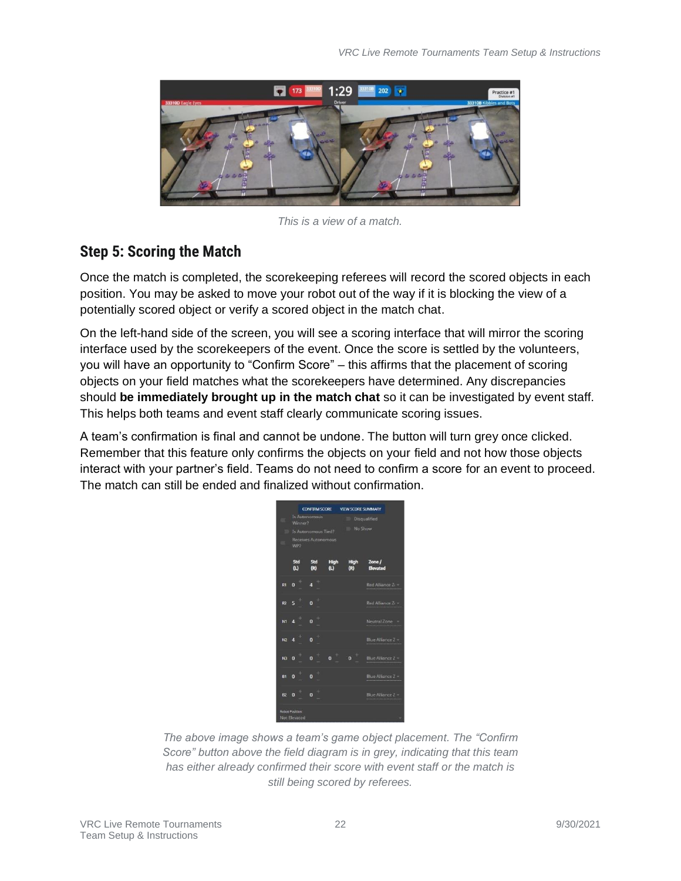*This is a view of a match.*

## Step 5: Scoring the Match

Once the match is completed, the scorekeeping referees will record the scored objects in each position. You may be asked to move your robot out of the way if it is blocking the view of a potentially scored object or verify a scored object in the match chat.

On the left-hand side of the screen, you will see a scoring interface that will mirror the scoring interface used by the scorekeepers of the event. Once the score is settled by the volunteers, you will have an opportunity to "Confirm Score" – this affirms that the placement of scoring objects on your field matches what the scorekeepers have determined. Any discrepancies should **be immediately brought up in the match chat** so it can be investigated by event staff. This helps both teams and event staff clearly communicate scoring issues.

A team's confirmation is final and cannot be undone. The button will turn grey once clicked. Remember that this feature only confirms the objects on your field and not how those objects interact with your partner's field. Teams do not need to confirm a score for an event to proceed. The match can still be ended and finalized without confirmation.

*The above image shows a team's game object placement. The "Confirm Score" button above the field diagram is in grey, indicating that this team has either already confirmed their score with event staff or the match is still being scored by referees.*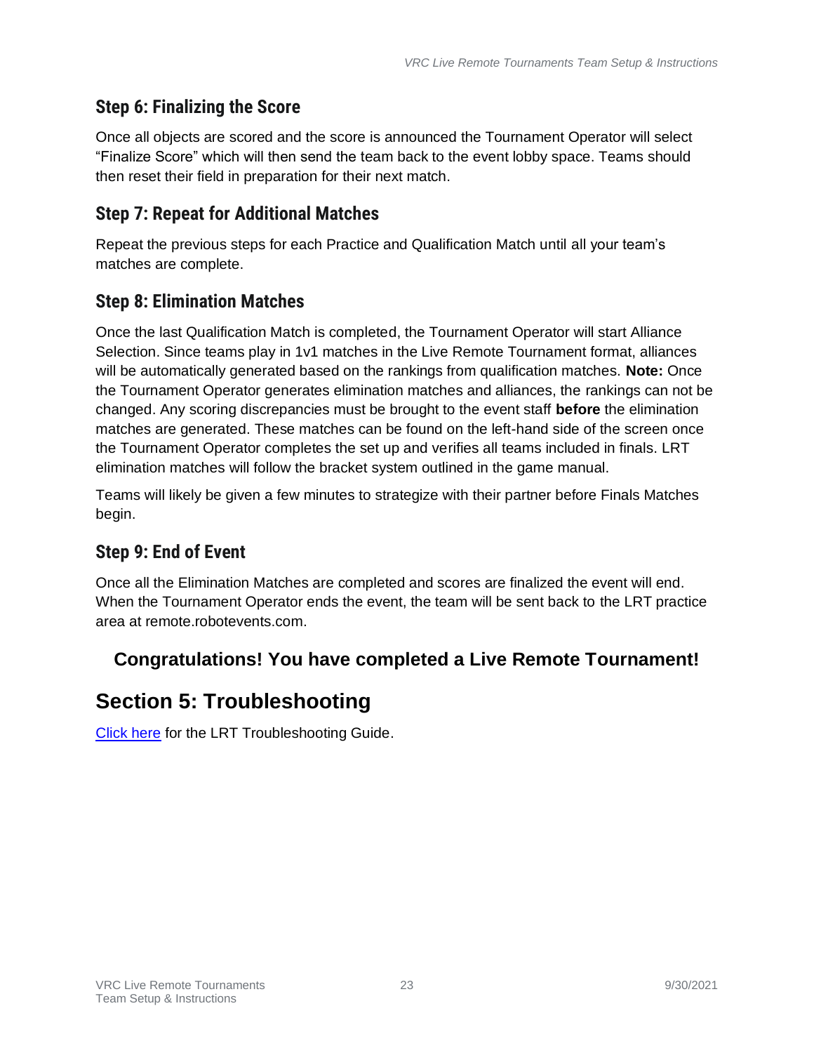### Step 6: Finalizing the Score

Once all objects are scored and the score is announced the Tournament Operator will select "Finalize Score" which will then send the team back to the event lobby space. Teams should then reset their field in preparation for their next match.

### Step 7: Repeat for Additional Matches

Repeat the previous steps for each Practice and Qualification Match until all your team's matches are complete.

### Step 8: Elimination Matches

Once the last Qualification Match is completed, the Tournament Operator will start Alliance Selection. Since teams play in 1v1 matches in the Live Remote Tournament format, alliances will be automatically generated based on the rankings from qualification matches. **Note:** Once the Tournament Operator generates elimination matches and alliances, the rankings can not be changed. Any scoring discrepancies must be brought to the event staff **before** the elimination matches are generated. These matches can be found on the left-hand side of the screen once the Tournament Operator completes the set up and verifies all teams included in finals. LRT elimination matches will follow the bracket system outlined in the game manual.

Teams will likely be given a few minutes to strategize with their partner before Finals Matches begin.

### Step 9: End of Event

Once all the Elimination Matches are completed and scores are finalized the event will end. When the Tournament Operator ends the event, the team will be sent back to the LRT practice area at remote.robotevents.com.

**Congratulations! You have completed a Live Remote Tournament!**

## Section 5: Troubleshooting

Click here for the LRT Troubleshooting Guide.